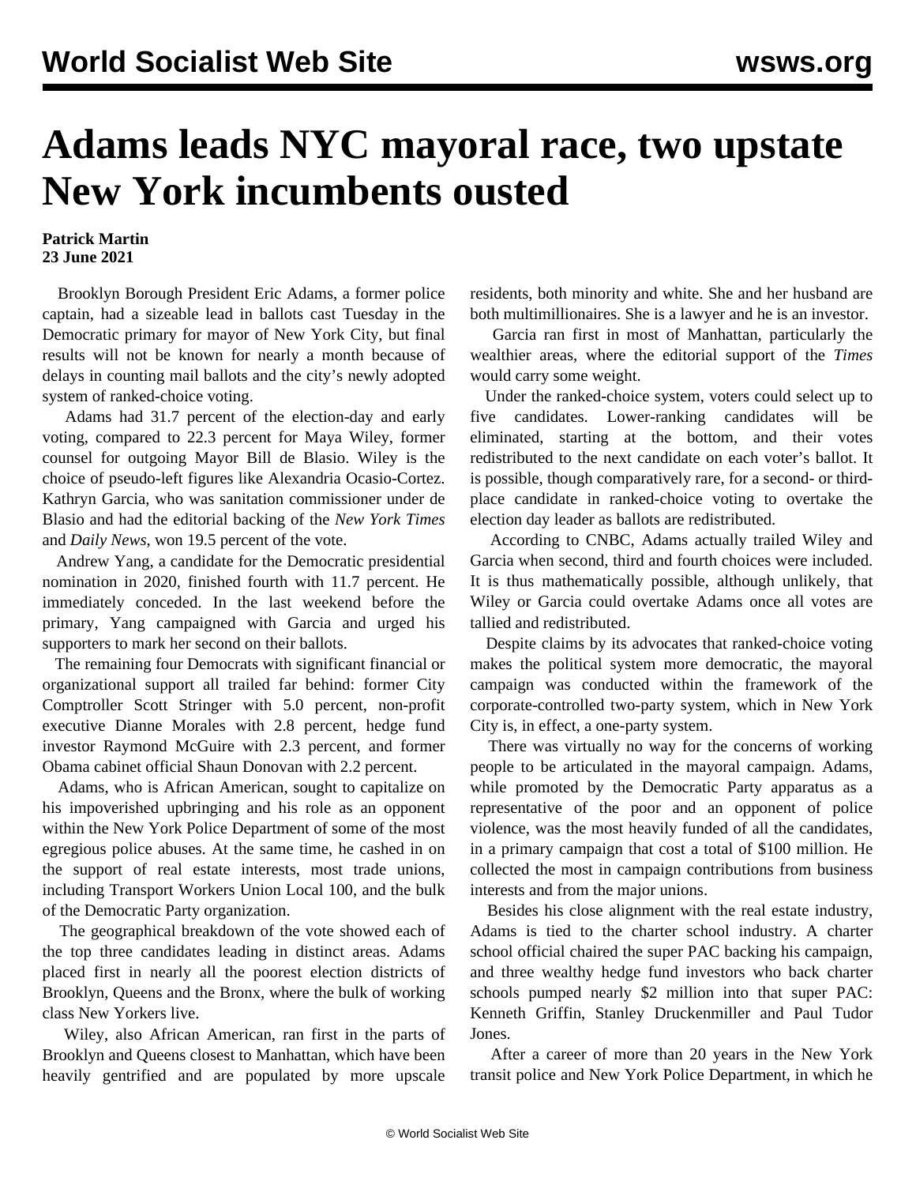# Adams leads NYC mayoral race, two upstate New York incumbents ousted

**Patrick Martin**
**23 June 2021**

Brooklyn Borough President Eric Adams, a former police captain, had a sizeable lead in ballots cast Tuesday in the Democratic primary for mayor of New York City, but final results will not be known for nearly a month because of delays in counting mail ballots and the city's newly adopted system of ranked-choice voting.

Adams had 31.7 percent of the election-day and early voting, compared to 22.3 percent for Maya Wiley, former counsel for outgoing Mayor Bill de Blasio. Wiley is the choice of pseudo-left figures like Alexandria Ocasio-Cortez. Kathryn Garcia, who was sanitation commissioner under de Blasio and had the editorial backing of the *New York Times* and *Daily News*, won 19.5 percent of the vote.

Andrew Yang, a candidate for the Democratic presidential nomination in 2020, finished fourth with 11.7 percent. He immediately conceded. In the last weekend before the primary, Yang campaigned with Garcia and urged his supporters to mark her second on their ballots.

The remaining four Democrats with significant financial or organizational support all trailed far behind: former City Comptroller Scott Stringer with 5.0 percent, non-profit executive Dianne Morales with 2.8 percent, hedge fund investor Raymond McGuire with 2.3 percent, and former Obama cabinet official Shaun Donovan with 2.2 percent.

Adams, who is African American, sought to capitalize on his impoverished upbringing and his role as an opponent within the New York Police Department of some of the most egregious police abuses. At the same time, he cashed in on the support of real estate interests, most trade unions, including Transport Workers Union Local 100, and the bulk of the Democratic Party organization.

The geographical breakdown of the vote showed each of the top three candidates leading in distinct areas. Adams placed first in nearly all the poorest election districts of Brooklyn, Queens and the Bronx, where the bulk of working class New Yorkers live.

Wiley, also African American, ran first in the parts of Brooklyn and Queens closest to Manhattan, which have been heavily gentrified and are populated by more upscale residents, both minority and white. She and her husband are both multimillionaires. She is a lawyer and he is an investor.

Garcia ran first in most of Manhattan, particularly the wealthier areas, where the editorial support of the *Times* would carry some weight.

Under the ranked-choice system, voters could select up to five candidates. Lower-ranking candidates will be eliminated, starting at the bottom, and their votes redistributed to the next candidate on each voter's ballot. It is possible, though comparatively rare, for a second- or third-place candidate in ranked-choice voting to overtake the election day leader as ballots are redistributed.

According to CNBC, Adams actually trailed Wiley and Garcia when second, third and fourth choices were included. It is thus mathematically possible, although unlikely, that Wiley or Garcia could overtake Adams once all votes are tallied and redistributed.

Despite claims by its advocates that ranked-choice voting makes the political system more democratic, the mayoral campaign was conducted within the framework of the corporate-controlled two-party system, which in New York City is, in effect, a one-party system.

There was virtually no way for the concerns of working people to be articulated in the mayoral campaign. Adams, while promoted by the Democratic Party apparatus as a representative of the poor and an opponent of police violence, was the most heavily funded of all the candidates, in a primary campaign that cost a total of $100 million. He collected the most in campaign contributions from business interests and from the major unions.

Besides his close alignment with the real estate industry, Adams is tied to the charter school industry. A charter school official chaired the super PAC backing his campaign, and three wealthy hedge fund investors who back charter schools pumped nearly $2 million into that super PAC: Kenneth Griffin, Stanley Druckenmiller and Paul Tudor Jones.

After a career of more than 20 years in the New York transit police and New York Police Department, in which he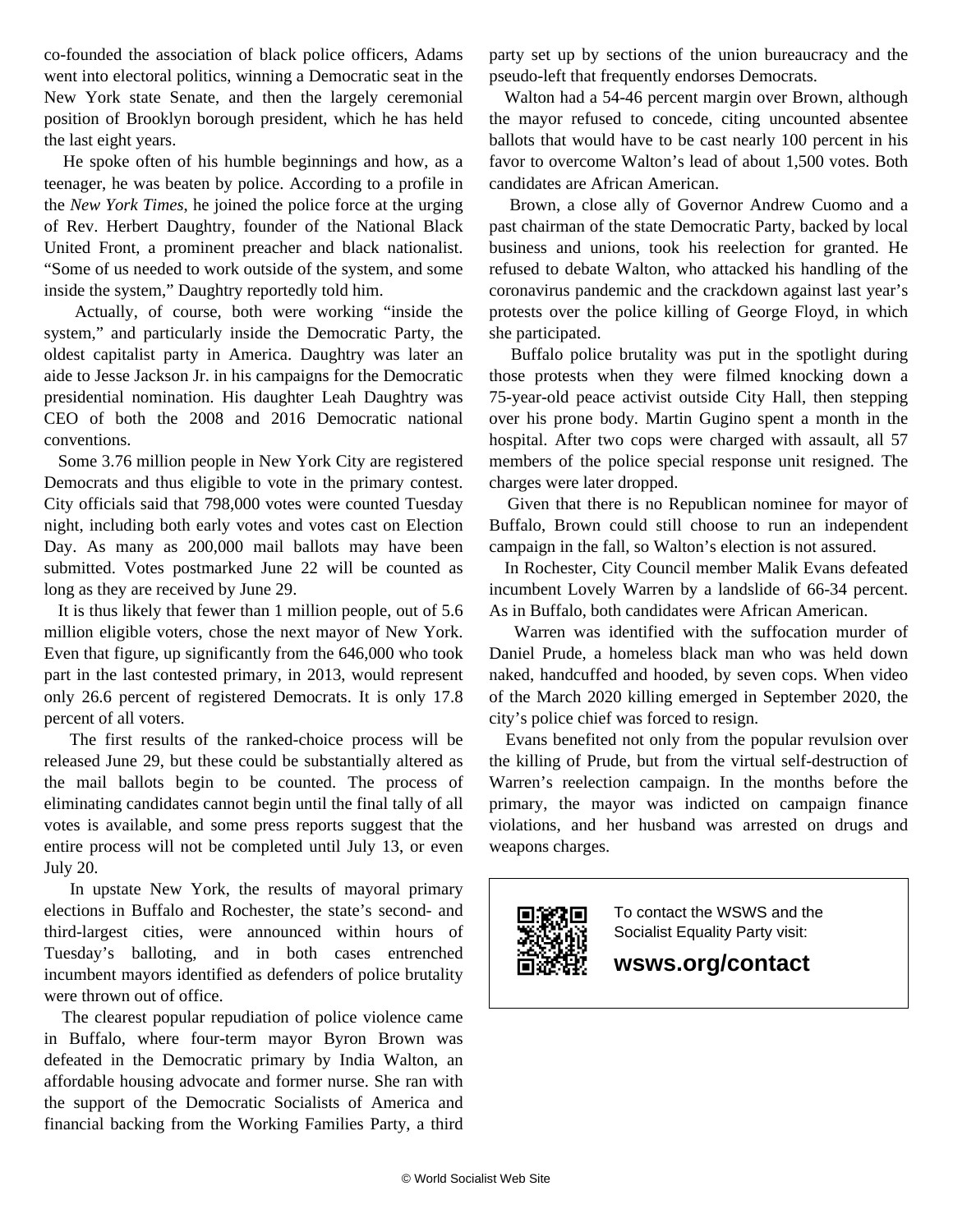co-founded the association of black police officers, Adams went into electoral politics, winning a Democratic seat in the New York state Senate, and then the largely ceremonial position of Brooklyn borough president, which he has held the last eight years.

He spoke often of his humble beginnings and how, as a teenager, he was beaten by police. According to a profile in the *New York Times*, he joined the police force at the urging of Rev. Herbert Daughtry, founder of the National Black United Front, a prominent preacher and black nationalist. “Some of us needed to work outside of the system, and some inside the system,” Daughtry reportedly told him.

Actually, of course, both were working “inside the system,” and particularly inside the Democratic Party, the oldest capitalist party in America. Daughtry was later an aide to Jesse Jackson Jr. in his campaigns for the Democratic presidential nomination. His daughter Leah Daughtry was CEO of both the 2008 and 2016 Democratic national conventions.

Some 3.76 million people in New York City are registered Democrats and thus eligible to vote in the primary contest. City officials said that 798,000 votes were counted Tuesday night, including both early votes and votes cast on Election Day. As many as 200,000 mail ballots may have been submitted. Votes postmarked June 22 will be counted as long as they are received by June 29.

It is thus likely that fewer than 1 million people, out of 5.6 million eligible voters, chose the next mayor of New York. Even that figure, up significantly from the 646,000 who took part in the last contested primary, in 2013, would represent only 26.6 percent of registered Democrats. It is only 17.8 percent of all voters.

The first results of the ranked-choice process will be released June 29, but these could be substantially altered as the mail ballots begin to be counted. The process of eliminating candidates cannot begin until the final tally of all votes is available, and some press reports suggest that the entire process will not be completed until July 13, or even July 20.

In upstate New York, the results of mayoral primary elections in Buffalo and Rochester, the state’s second- and third-largest cities, were announced within hours of Tuesday’s balloting, and in both cases entrenched incumbent mayors identified as defenders of police brutality were thrown out of office.

The clearest popular repudiation of police violence came in Buffalo, where four-term mayor Byron Brown was defeated in the Democratic primary by India Walton, an affordable housing advocate and former nurse. She ran with the support of the Democratic Socialists of America and financial backing from the Working Families Party, a third party set up by sections of the union bureaucracy and the pseudo-left that frequently endorses Democrats.

Walton had a 54-46 percent margin over Brown, although the mayor refused to concede, citing uncounted absentee ballots that would have to be cast nearly 100 percent in his favor to overcome Walton’s lead of about 1,500 votes. Both candidates are African American.

Brown, a close ally of Governor Andrew Cuomo and a past chairman of the state Democratic Party, backed by local business and unions, took his reelection for granted. He refused to debate Walton, who attacked his handling of the coronavirus pandemic and the crackdown against last year’s protests over the police killing of George Floyd, in which she participated.

Buffalo police brutality was put in the spotlight during those protests when they were filmed knocking down a 75-year-old peace activist outside City Hall, then stepping over his prone body. Martin Gugino spent a month in the hospital. After two cops were charged with assault, all 57 members of the police special response unit resigned. The charges were later dropped.

Given that there is no Republican nominee for mayor of Buffalo, Brown could still choose to run an independent campaign in the fall, so Walton’s election is not assured.

In Rochester, City Council member Malik Evans defeated incumbent Lovely Warren by a landslide of 66-34 percent. As in Buffalo, both candidates were African American.

Warren was identified with the suffocation murder of Daniel Prude, a homeless black man who was held down naked, handcuffed and hooded, by seven cops. When video of the March 2020 killing emerged in September 2020, the city’s police chief was forced to resign.

Evans benefited not only from the popular revulsion over the killing of Prude, but from the virtual self-destruction of Warren’s reelection campaign. In the months before the primary, the mayor was indicted on campaign finance violations, and her husband was arrested on drugs and weapons charges.

To contact the WSWS and the Socialist Equality Party visit:

**wsws.org/contact**